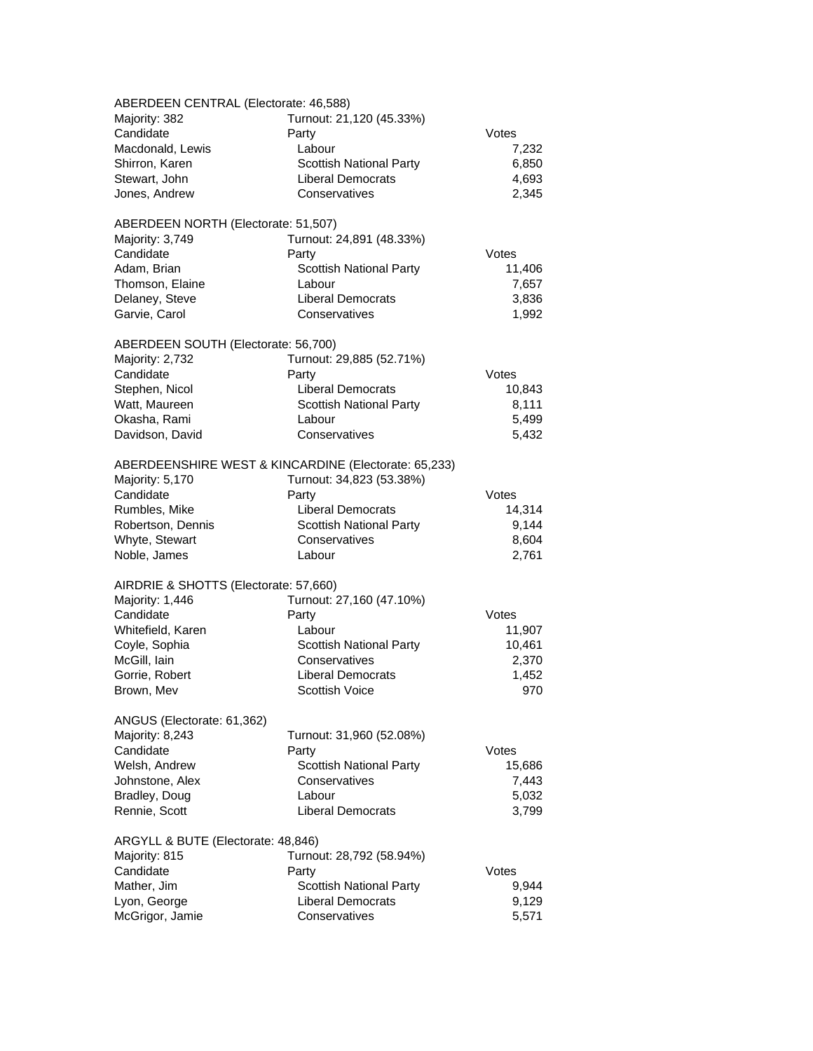ABERDEEN CENTRAL (Electorate: 46,588)

Majority: 382 | Turnout: 21,120 (45.33%)

| Candidate | Party | Votes |
|---|---|---|
| Macdonald, Lewis | Labour | 7,232 |
| Shirron, Karen | Scottish National Party | 6,850 |
| Stewart, John | Liberal Democrats | 4,693 |
| Jones, Andrew | Conservatives | 2,345 |

ABERDEEN NORTH (Electorate: 51,507)

Majority: 3,749 | Turnout: 24,891 (48.33%)

| Candidate | Party | Votes |
|---|---|---|
| Adam, Brian | Scottish National Party | 11,406 |
| Thomson, Elaine | Labour | 7,657 |
| Delaney, Steve | Liberal Democrats | 3,836 |
| Garvie, Carol | Conservatives | 1,992 |

ABERDEEN SOUTH (Electorate: 56,700)

Majority: 2,732 | Turnout: 29,885 (52.71%)

| Candidate | Party | Votes |
|---|---|---|
| Stephen, Nicol | Liberal Democrats | 10,843 |
| Watt, Maureen | Scottish National Party | 8,111 |
| Okasha, Rami | Labour | 5,499 |
| Davidson, David | Conservatives | 5,432 |

ABERDEENSHIRE WEST & KINCARDINE (Electorate: 65,233)

Majority: 5,170 | Turnout: 34,823 (53.38%)

| Candidate | Party | Votes |
|---|---|---|
| Rumbles, Mike | Liberal Democrats | 14,314 |
| Robertson, Dennis | Scottish National Party | 9,144 |
| Whyte, Stewart | Conservatives | 8,604 |
| Noble, James | Labour | 2,761 |

AIRDRIE & SHOTTS (Electorate: 57,660)

Majority: 1,446 | Turnout: 27,160 (47.10%)

| Candidate | Party | Votes |
|---|---|---|
| Whitefield, Karen | Labour | 11,907 |
| Coyle, Sophia | Scottish National Party | 10,461 |
| McGill, Iain | Conservatives | 2,370 |
| Gorrie, Robert | Liberal Democrats | 1,452 |
| Brown, Mev | Scottish Voice | 970 |

ANGUS (Electorate: 61,362)

Majority: 8,243 | Turnout: 31,960 (52.08%)

| Candidate | Party | Votes |
|---|---|---|
| Welsh, Andrew | Scottish National Party | 15,686 |
| Johnstone, Alex | Conservatives | 7,443 |
| Bradley, Doug | Labour | 5,032 |
| Rennie, Scott | Liberal Democrats | 3,799 |

ARGYLL & BUTE (Electorate: 48,846)

Majority: 815 | Turnout: 28,792 (58.94%)

| Candidate | Party | Votes |
|---|---|---|
| Mather, Jim | Scottish National Party | 9,944 |
| Lyon, George | Liberal Democrats | 9,129 |
| McGrigor, Jamie | Conservatives | 5,571 |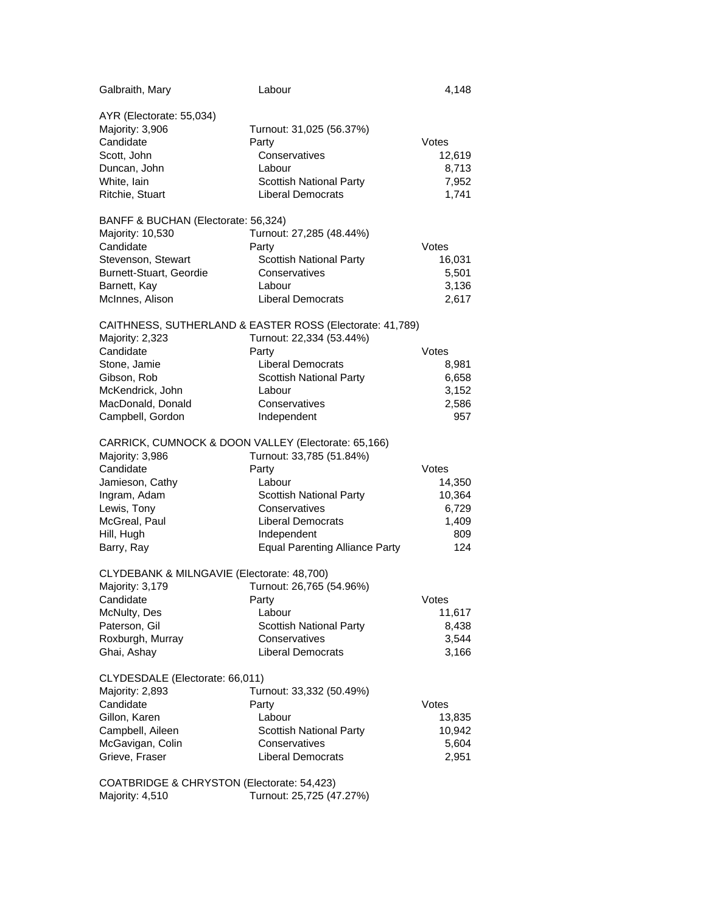| Galbraith, Mary | Labour | 4,148 |
|---|---|---|

AYR (Electorate: 55,034)

Majority: 3,906 Turnout: 31,025 (56.37%)

| Candidate | Party | Votes |
|---|---|---|
| Scott, John | Conservatives | 12,619 |
| Duncan, John | Labour | 8,713 |
| White, Iain | Scottish National Party | 7,952 |
| Ritchie, Stuart | Liberal Democrats | 1,741 |

BANFF & BUCHAN (Electorate: 56,324)

Majority: 10,530 Turnout: 27,285 (48.44%)

| Candidate | Party | Votes |
|---|---|---|
| Stevenson, Stewart | Scottish National Party | 16,031 |
| Burnett-Stuart, Geordie | Conservatives | 5,501 |
| Barnett, Kay | Labour | 3,136 |
| McInnes, Alison | Liberal Democrats | 2,617 |

CAITHNESS, SUTHERLAND & EASTER ROSS (Electorate: 41,789)

Majority: 2,323 Turnout: 22,334 (53.44%)

| Candidate | Party | Votes |
|---|---|---|
| Stone, Jamie | Liberal Democrats | 8,981 |
| Gibson, Rob | Scottish National Party | 6,658 |
| McKendrick, John | Labour | 3,152 |
| MacDonald, Donald | Conservatives | 2,586 |
| Campbell, Gordon | Independent | 957 |

CARRICK, CUMNOCK & DOON VALLEY (Electorate: 65,166)

Majority: 3,986 Turnout: 33,785 (51.84%)

| Candidate | Party | Votes |
|---|---|---|
| Jamieson, Cathy | Labour | 14,350 |
| Ingram, Adam | Scottish National Party | 10,364 |
| Lewis, Tony | Conservatives | 6,729 |
| McGreal, Paul | Liberal Democrats | 1,409 |
| Hill, Hugh | Independent | 809 |
| Barry, Ray | Equal Parenting Alliance Party | 124 |

CLYDEBANK & MILNGAVIE (Electorate: 48,700)

Majority: 3,179 Turnout: 26,765 (54.96%)

| Candidate | Party | Votes |
|---|---|---|
| McNulty, Des | Labour | 11,617 |
| Paterson, Gil | Scottish National Party | 8,438 |
| Roxburgh, Murray | Conservatives | 3,544 |
| Ghai, Ashay | Liberal Democrats | 3,166 |

CLYDESDALE (Electorate: 66,011)

Majority: 2,893 Turnout: 33,332 (50.49%)

| Candidate | Party | Votes |
|---|---|---|
| Gillon, Karen | Labour | 13,835 |
| Campbell, Aileen | Scottish National Party | 10,942 |
| McGavigan, Colin | Conservatives | 5,604 |
| Grieve, Fraser | Liberal Democrats | 2,951 |

COATBRIDGE & CHRYSTON (Electorate: 54,423)

Majority: 4,510 Turnout: 25,725 (47.27%)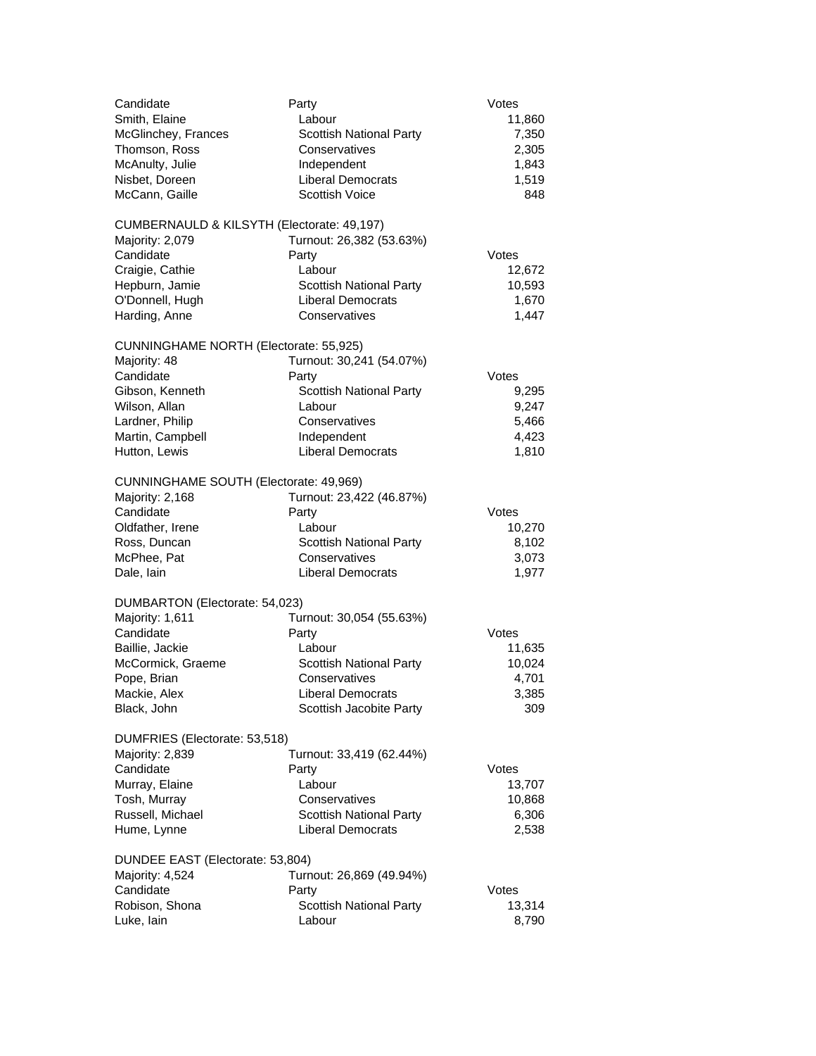| Candidate | Party | Votes |
|---|---|---|
| Smith, Elaine | Labour | 11,860 |
| McGlinchey, Frances | Scottish National Party | 7,350 |
| Thomson, Ross | Conservatives | 2,305 |
| McAnulty, Julie | Independent | 1,843 |
| Nisbet, Doreen | Liberal Democrats | 1,519 |
| McCann, Gaille | Scottish Voice | 848 |

CUMBERNAULD & KILSYTH (Electorate: 49,197)

Majority: 2,079 Turnout: 26,382 (53.63%)

| Candidate | Party | Votes |
|---|---|---|
| Craigie, Cathie | Labour | 12,672 |
| Hepburn, Jamie | Scottish National Party | 10,593 |
| O'Donnell, Hugh | Liberal Democrats | 1,670 |
| Harding, Anne | Conservatives | 1,447 |

CUNNINGHAME NORTH (Electorate: 55,925)

Majority: 48 Turnout: 30,241 (54.07%)

| Candidate | Party | Votes |
|---|---|---|
| Gibson, Kenneth | Scottish National Party | 9,295 |
| Wilson, Allan | Labour | 9,247 |
| Lardner, Philip | Conservatives | 5,466 |
| Martin, Campbell | Independent | 4,423 |
| Hutton, Lewis | Liberal Democrats | 1,810 |

CUNNINGHAME SOUTH (Electorate: 49,969)

Majority: 2,168 Turnout: 23,422 (46.87%)

| Candidate | Party | Votes |
|---|---|---|
| Oldfather, Irene | Labour | 10,270 |
| Ross, Duncan | Scottish National Party | 8,102 |
| McPhee, Pat | Conservatives | 3,073 |
| Dale, Iain | Liberal Democrats | 1,977 |

DUMBARTON (Electorate: 54,023)

Majority: 1,611 Turnout: 30,054 (55.63%)

| Candidate | Party | Votes |
|---|---|---|
| Baillie, Jackie | Labour | 11,635 |
| McCormick, Graeme | Scottish National Party | 10,024 |
| Pope, Brian | Conservatives | 4,701 |
| Mackie, Alex | Liberal Democrats | 3,385 |
| Black, John | Scottish Jacobite Party | 309 |

DUMFRIES (Electorate: 53,518)

Majority: 2,839 Turnout: 33,419 (62.44%)

| Candidate | Party | Votes |
|---|---|---|
| Murray, Elaine | Labour | 13,707 |
| Tosh, Murray | Conservatives | 10,868 |
| Russell, Michael | Scottish National Party | 6,306 |
| Hume, Lynne | Liberal Democrats | 2,538 |

DUNDEE EAST (Electorate: 53,804)

Majority: 4,524 Turnout: 26,869 (49.94%)

| Candidate | Party | Votes |
|---|---|---|
| Robison, Shona | Scottish National Party | 13,314 |
| Luke, Iain | Labour | 8,790 |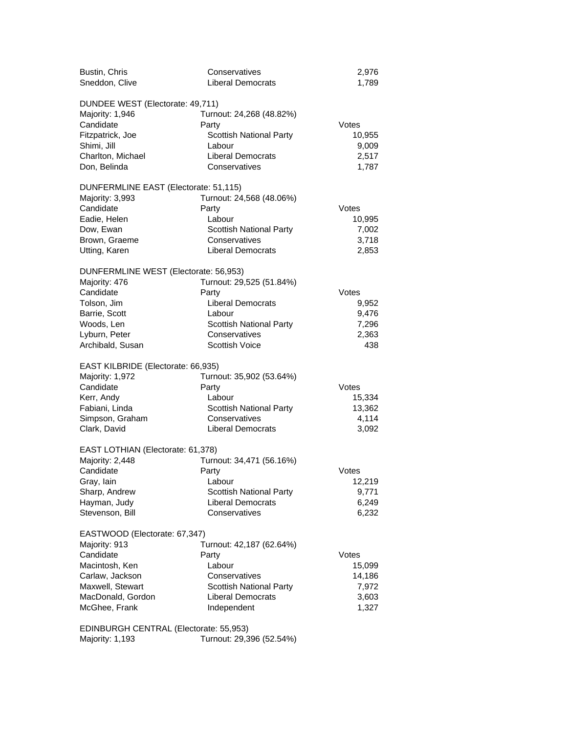| Candidate | Party | Votes |
|---|---|---|
| Bustin, Chris | Conservatives | 2,976 |
| Sneddon, Clive | Liberal Democrats | 1,789 |

DUNDEE WEST (Electorate: 49,711)

Majority: 1,946 Turnout: 24,268 (48.82%)

| Candidate | Party | Votes |
|---|---|---|
| Fitzpatrick, Joe | Scottish National Party | 10,955 |
| Shimi, Jill | Labour | 9,009 |
| Charlton, Michael | Liberal Democrats | 2,517 |
| Don, Belinda | Conservatives | 1,787 |

DUNFERMLINE EAST (Electorate: 51,115)

Majority: 3,993 Turnout: 24,568 (48.06%)

| Candidate | Party | Votes |
|---|---|---|
| Eadie, Helen | Labour | 10,995 |
| Dow, Ewan | Scottish National Party | 7,002 |
| Brown, Graeme | Conservatives | 3,718 |
| Utting, Karen | Liberal Democrats | 2,853 |

DUNFERMLINE WEST (Electorate: 56,953)

Majority: 476 Turnout: 29,525 (51.84%)

| Candidate | Party | Votes |
|---|---|---|
| Tolson, Jim | Liberal Democrats | 9,952 |
| Barrie, Scott | Labour | 9,476 |
| Woods, Len | Scottish National Party | 7,296 |
| Lyburn, Peter | Conservatives | 2,363 |
| Archibald, Susan | Scottish Voice | 438 |

EAST KILBRIDE (Electorate: 66,935)

Majority: 1,972 Turnout: 35,902 (53.64%)

| Candidate | Party | Votes |
|---|---|---|
| Kerr, Andy | Labour | 15,334 |
| Fabiani, Linda | Scottish National Party | 13,362 |
| Simpson, Graham | Conservatives | 4,114 |
| Clark, David | Liberal Democrats | 3,092 |

EAST LOTHIAN (Electorate: 61,378)

Majority: 2,448 Turnout: 34,471 (56.16%)

| Candidate | Party | Votes |
|---|---|---|
| Gray, Iain | Labour | 12,219 |
| Sharp, Andrew | Scottish National Party | 9,771 |
| Hayman, Judy | Liberal Democrats | 6,249 |
| Stevenson, Bill | Conservatives | 6,232 |

EASTWOOD (Electorate: 67,347)

Majority: 913 Turnout: 42,187 (62.64%)

| Candidate | Party | Votes |
|---|---|---|
| Macintosh, Ken | Labour | 15,099 |
| Carlaw, Jackson | Conservatives | 14,186 |
| Maxwell, Stewart | Scottish National Party | 7,972 |
| MacDonald, Gordon | Liberal Democrats | 3,603 |
| McGhee, Frank | Independent | 1,327 |

EDINBURGH CENTRAL (Electorate: 55,953)

Majority: 1,193 Turnout: 29,396 (52.54%)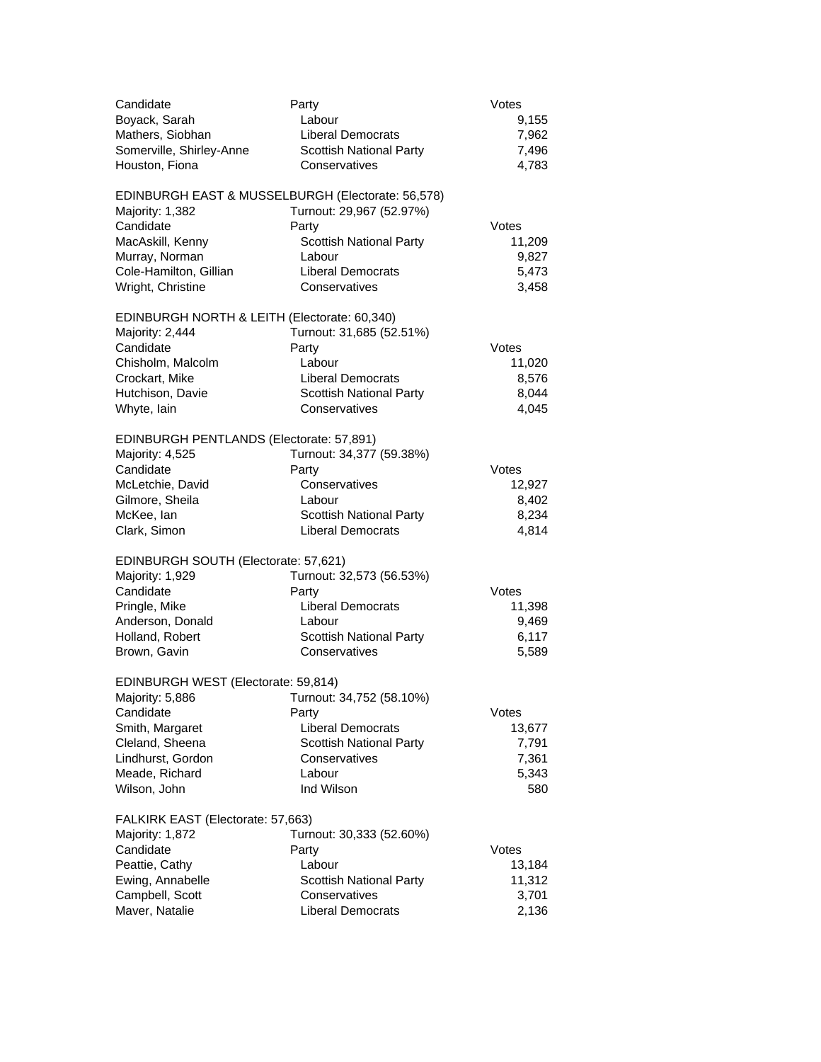| Candidate | Party | Votes |
|---|---|---|
| Boyack, Sarah | Labour | 9,155 |
| Mathers, Siobhan | Liberal Democrats | 7,962 |
| Somerville, Shirley-Anne | Scottish National Party | 7,496 |
| Houston, Fiona | Conservatives | 4,783 |

EDINBURGH EAST & MUSSELBURGH (Electorate: 56,578)

Majority: 1,382 Turnout: 29,967 (52.97%)

| Candidate | Party | Votes |
|---|---|---|
| MacAskill, Kenny | Scottish National Party | 11,209 |
| Murray, Norman | Labour | 9,827 |
| Cole-Hamilton, Gillian | Liberal Democrats | 5,473 |
| Wright, Christine | Conservatives | 3,458 |

EDINBURGH NORTH & LEITH (Electorate: 60,340)

Majority: 2,444 Turnout: 31,685 (52.51%)

| Candidate | Party | Votes |
|---|---|---|
| Chisholm, Malcolm | Labour | 11,020 |
| Crockart, Mike | Liberal Democrats | 8,576 |
| Hutchison, Davie | Scottish National Party | 8,044 |
| Whyte, Iain | Conservatives | 4,045 |

EDINBURGH PENTLANDS (Electorate: 57,891)

Majority: 4,525 Turnout: 34,377 (59.38%)

| Candidate | Party | Votes |
|---|---|---|
| McLetchie, David | Conservatives | 12,927 |
| Gilmore, Sheila | Labour | 8,402 |
| McKee, Ian | Scottish National Party | 8,234 |
| Clark, Simon | Liberal Democrats | 4,814 |

EDINBURGH SOUTH (Electorate: 57,621)

Majority: 1,929 Turnout: 32,573 (56.53%)

| Candidate | Party | Votes |
|---|---|---|
| Pringle, Mike | Liberal Democrats | 11,398 |
| Anderson, Donald | Labour | 9,469 |
| Holland, Robert | Scottish National Party | 6,117 |
| Brown, Gavin | Conservatives | 5,589 |

EDINBURGH WEST (Electorate: 59,814)

Majority: 5,886 Turnout: 34,752 (58.10%)

| Candidate | Party | Votes |
|---|---|---|
| Smith, Margaret | Liberal Democrats | 13,677 |
| Cleland, Sheena | Scottish National Party | 7,791 |
| Lindhurst, Gordon | Conservatives | 7,361 |
| Meade, Richard | Labour | 5,343 |
| Wilson, John | Ind Wilson | 580 |

FALKIRK EAST (Electorate: 57,663)

Majority: 1,872 Turnout: 30,333 (52.60%)

| Candidate | Party | Votes |
|---|---|---|
| Peattie, Cathy | Labour | 13,184 |
| Ewing, Annabelle | Scottish National Party | 11,312 |
| Campbell, Scott | Conservatives | 3,701 |
| Maver, Natalie | Liberal Democrats | 2,136 |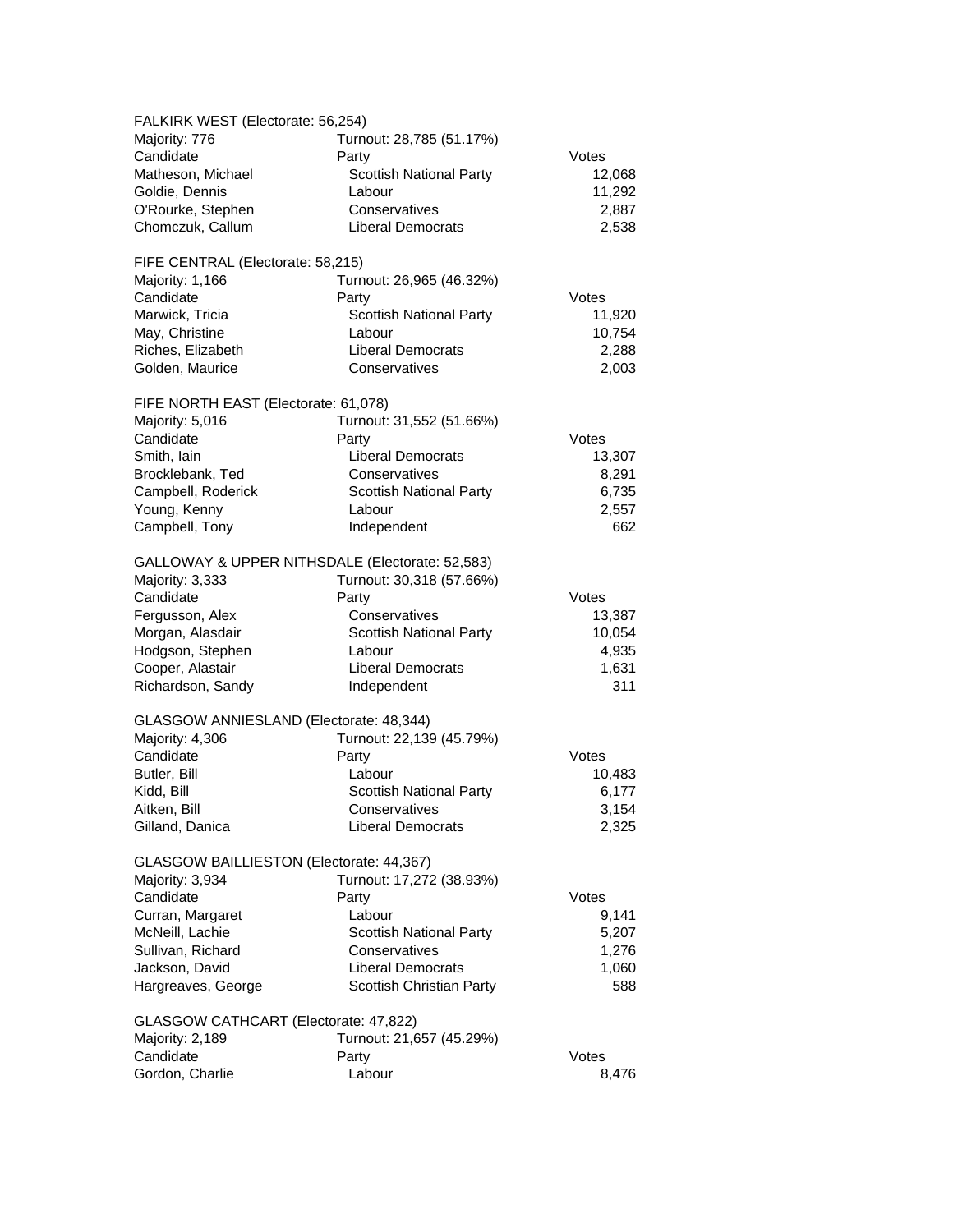FALKIRK WEST (Electorate: 56,254)

Majority: 776 | Turnout: 28,785 (51.17%)

| Candidate | Party | Votes |
|---|---|---|
| Matheson, Michael | Scottish National Party | 12,068 |
| Goldie, Dennis | Labour | 11,292 |
| O'Rourke, Stephen | Conservatives | 2,887 |
| Chomczuk, Callum | Liberal Democrats | 2,538 |

FIFE CENTRAL (Electorate: 58,215)

Majority: 1,166 | Turnout: 26,965 (46.32%)

| Candidate | Party | Votes |
|---|---|---|
| Marwick, Tricia | Scottish National Party | 11,920 |
| May, Christine | Labour | 10,754 |
| Riches, Elizabeth | Liberal Democrats | 2,288 |
| Golden, Maurice | Conservatives | 2,003 |

FIFE NORTH EAST (Electorate: 61,078)

Majority: 5,016 | Turnout: 31,552 (51.66%)

| Candidate | Party | Votes |
|---|---|---|
| Smith, Iain | Liberal Democrats | 13,307 |
| Brocklebank, Ted | Conservatives | 8,291 |
| Campbell, Roderick | Scottish National Party | 6,735 |
| Young, Kenny | Labour | 2,557 |
| Campbell, Tony | Independent | 662 |

GALLOWAY & UPPER NITHSDALE (Electorate: 52,583)

Majority: 3,333 | Turnout: 30,318 (57.66%)

| Candidate | Party | Votes |
|---|---|---|
| Fergusson, Alex | Conservatives | 13,387 |
| Morgan, Alasdair | Scottish National Party | 10,054 |
| Hodgson, Stephen | Labour | 4,935 |
| Cooper, Alastair | Liberal Democrats | 1,631 |
| Richardson, Sandy | Independent | 311 |

GLASGOW ANNIESLAND (Electorate: 48,344)

Majority: 4,306 | Turnout: 22,139 (45.79%)

| Candidate | Party | Votes |
|---|---|---|
| Butler, Bill | Labour | 10,483 |
| Kidd, Bill | Scottish National Party | 6,177 |
| Aitken, Bill | Conservatives | 3,154 |
| Gilland, Danica | Liberal Democrats | 2,325 |

GLASGOW BAILLIESTON (Electorate: 44,367)

Majority: 3,934 | Turnout: 17,272 (38.93%)

| Candidate | Party | Votes |
|---|---|---|
| Curran, Margaret | Labour | 9,141 |
| McNeill, Lachie | Scottish National Party | 5,207 |
| Sullivan, Richard | Conservatives | 1,276 |
| Jackson, David | Liberal Democrats | 1,060 |
| Hargreaves, George | Scottish Christian Party | 588 |

GLASGOW CATHCART (Electorate: 47,822)

Majority: 2,189 | Turnout: 21,657 (45.29%)

| Candidate | Party | Votes |
|---|---|---|
| Gordon, Charlie | Labour | 8,476 |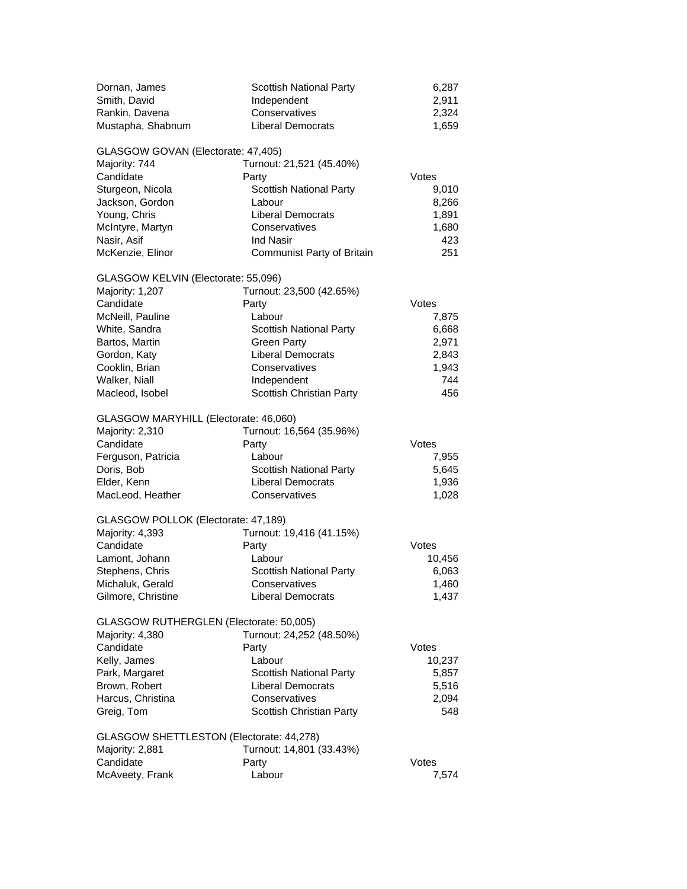| | | |
|---|---|---|
| Dornan, James | Scottish National Party | 6,287 |
| Smith, David | Independent | 2,911 |
| Rankin, Davena | Conservatives | 2,324 |
| Mustapha, Shabnum | Liberal Democrats | 1,659 |

GLASGOW GOVAN (Electorate: 47,405)

Majority: 744 Turnout: 21,521 (45.40%)

| Candidate | Party | Votes |
|---|---|---|
| Sturgeon, Nicola | Scottish National Party | 9,010 |
| Jackson, Gordon | Labour | 8,266 |
| Young, Chris | Liberal Democrats | 1,891 |
| McIntyre, Martyn | Conservatives | 1,680 |
| Nasir, Asif | Ind Nasir | 423 |
| McKenzie, Elinor | Communist Party of Britain | 251 |

GLASGOW KELVIN (Electorate: 55,096)

Majority: 1,207 Turnout: 23,500 (42.65%)

| Candidate | Party | Votes |
|---|---|---|
| McNeill, Pauline | Labour | 7,875 |
| White, Sandra | Scottish National Party | 6,668 |
| Bartos, Martin | Green Party | 2,971 |
| Gordon, Katy | Liberal Democrats | 2,843 |
| Cooklin, Brian | Conservatives | 1,943 |
| Walker, Niall | Independent | 744 |
| Macleod, Isobel | Scottish Christian Party | 456 |

GLASGOW MARYHILL (Electorate: 46,060)

Majority: 2,310 Turnout: 16,564 (35.96%)

| Candidate | Party | Votes |
|---|---|---|
| Ferguson, Patricia | Labour | 7,955 |
| Doris, Bob | Scottish National Party | 5,645 |
| Elder, Kenn | Liberal Democrats | 1,936 |
| MacLeod, Heather | Conservatives | 1,028 |

GLASGOW POLLOK (Electorate: 47,189)

Majority: 4,393 Turnout: 19,416 (41.15%)

| Candidate | Party | Votes |
|---|---|---|
| Lamont, Johann | Labour | 10,456 |
| Stephens, Chris | Scottish National Party | 6,063 |
| Michaluk, Gerald | Conservatives | 1,460 |
| Gilmore, Christine | Liberal Democrats | 1,437 |

GLASGOW RUTHERGLEN (Electorate: 50,005)

Majority: 4,380 Turnout: 24,252 (48.50%)

| Candidate | Party | Votes |
|---|---|---|
| Kelly, James | Labour | 10,237 |
| Park, Margaret | Scottish National Party | 5,857 |
| Brown, Robert | Liberal Democrats | 5,516 |
| Harcus, Christina | Conservatives | 2,094 |
| Greig, Tom | Scottish Christian Party | 548 |

GLASGOW SHETTLESTON (Electorate: 44,278)

Majority: 2,881 Turnout: 14,801 (33.43%)

| Candidate | Party | Votes |
|---|---|---|
| McAveety, Frank | Labour | 7,574 |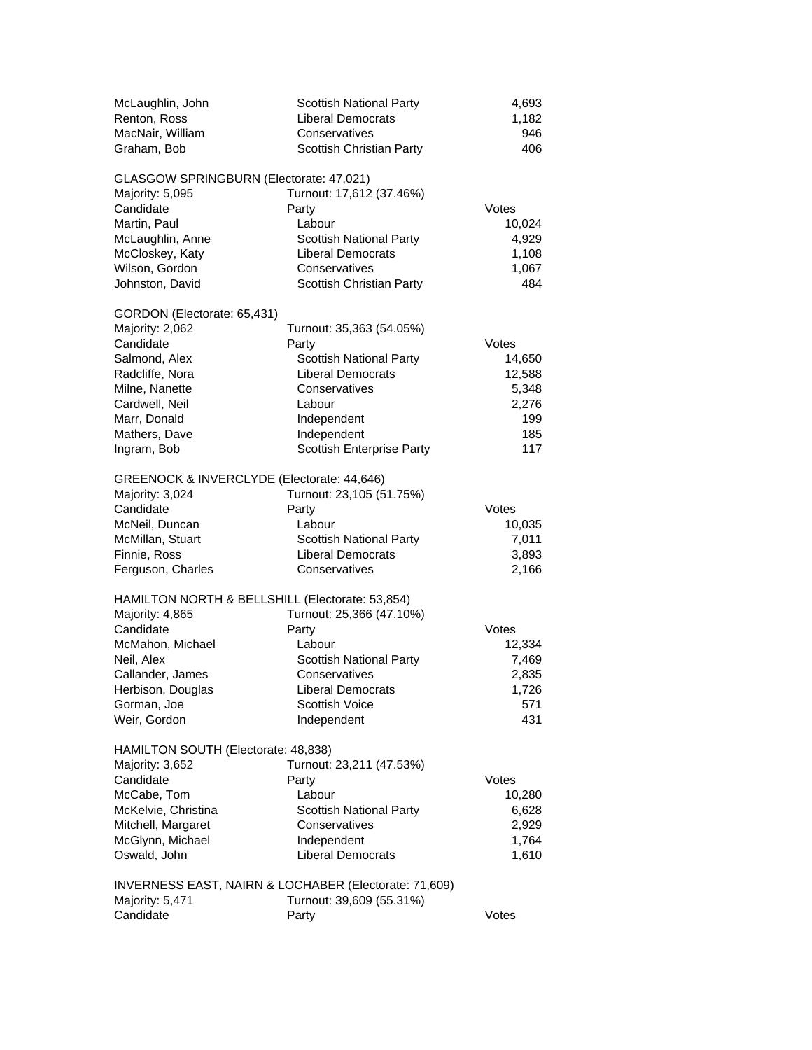| | | |
|---|---|---|
| McLaughlin, John | Scottish National Party | 4,693 |
| Renton, Ross | Liberal Democrats | 1,182 |
| MacNair, William | Conservatives | 946 |
| Graham, Bob | Scottish Christian Party | 406 |

GLASGOW SPRINGBURN (Electorate: 47,021)

Majority: 5,095 — Turnout: 17,612 (37.46%)

| Candidate | Party | Votes |
|---|---|---|
| Martin, Paul | Labour | 10,024 |
| McLaughlin, Anne | Scottish National Party | 4,929 |
| McCloskey, Katy | Liberal Democrats | 1,108 |
| Wilson, Gordon | Conservatives | 1,067 |
| Johnston, David | Scottish Christian Party | 484 |

GORDON (Electorate: 65,431)

Majority: 2,062 — Turnout: 35,363 (54.05%)

| Candidate | Party | Votes |
|---|---|---|
| Salmond, Alex | Scottish National Party | 14,650 |
| Radcliffe, Nora | Liberal Democrats | 12,588 |
| Milne, Nanette | Conservatives | 5,348 |
| Cardwell, Neil | Labour | 2,276 |
| Marr, Donald | Independent | 199 |
| Mathers, Dave | Independent | 185 |
| Ingram, Bob | Scottish Enterprise Party | 117 |

GREENOCK & INVERCLYDE (Electorate: 44,646)

Majority: 3,024 — Turnout: 23,105 (51.75%)

| Candidate | Party | Votes |
|---|---|---|
| McNeil, Duncan | Labour | 10,035 |
| McMillan, Stuart | Scottish National Party | 7,011 |
| Finnie, Ross | Liberal Democrats | 3,893 |
| Ferguson, Charles | Conservatives | 2,166 |

HAMILTON NORTH & BELLSHILL (Electorate: 53,854)

Majority: 4,865 — Turnout: 25,366 (47.10%)

| Candidate | Party | Votes |
|---|---|---|
| McMahon, Michael | Labour | 12,334 |
| Neil, Alex | Scottish National Party | 7,469 |
| Callander, James | Conservatives | 2,835 |
| Herbison, Douglas | Liberal Democrats | 1,726 |
| Gorman, Joe | Scottish Voice | 571 |
| Weir, Gordon | Independent | 431 |

HAMILTON SOUTH (Electorate: 48,838)

Majority: 3,652 — Turnout: 23,211 (47.53%)

| Candidate | Party | Votes |
|---|---|---|
| McCabe, Tom | Labour | 10,280 |
| McKelvie, Christina | Scottish National Party | 6,628 |
| Mitchell, Margaret | Conservatives | 2,929 |
| McGlynn, Michael | Independent | 1,764 |
| Oswald, John | Liberal Democrats | 1,610 |

INVERNESS EAST, NAIRN & LOCHABER (Electorate: 71,609)

Majority: 5,471 — Turnout: 39,609 (55.31%)

| Candidate | Party | Votes |
|---|---|---|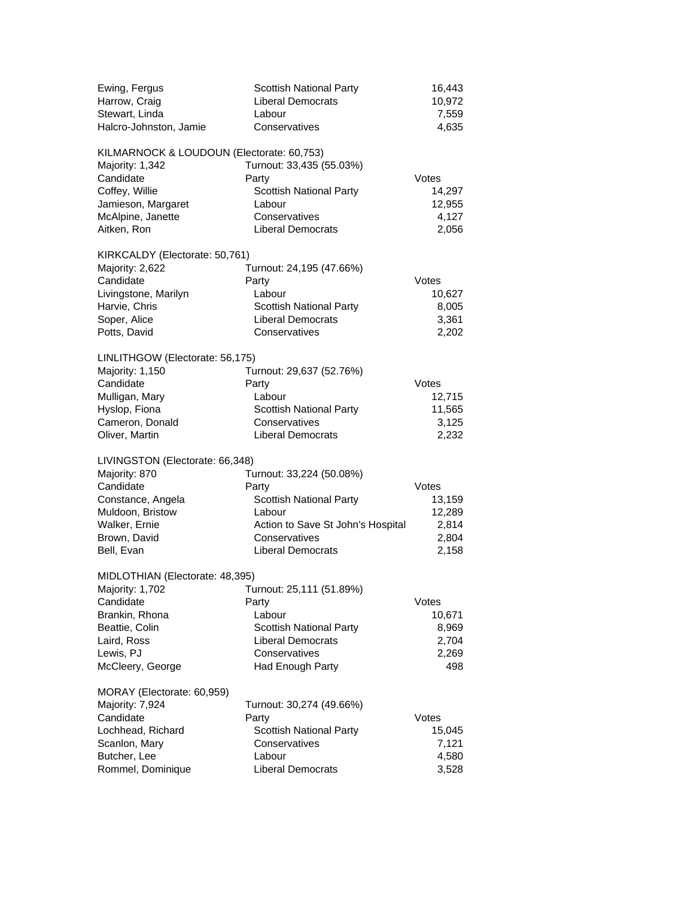| | | |
|---|---|---|
| Ewing, Fergus | Scottish National Party | 16,443 |
| Harrow, Craig | Liberal Democrats | 10,972 |
| Stewart, Linda | Labour | 7,559 |
| Halcro-Johnston, Jamie | Conservatives | 4,635 |

KILMARNOCK & LOUDOUN (Electorate: 60,753)

Majority: 1,342 | Turnout: 33,435 (55.03%)

| Candidate | Party | Votes |
|---|---|---|
| Coffey, Willie | Scottish National Party | 14,297 |
| Jamieson, Margaret | Labour | 12,955 |
| McAlpine, Janette | Conservatives | 4,127 |
| Aitken, Ron | Liberal Democrats | 2,056 |

KIRKCALDY (Electorate: 50,761)

Majority: 2,622 | Turnout: 24,195 (47.66%)

| Candidate | Party | Votes |
|---|---|---|
| Livingstone, Marilyn | Labour | 10,627 |
| Harvie, Chris | Scottish National Party | 8,005 |
| Soper, Alice | Liberal Democrats | 3,361 |
| Potts, David | Conservatives | 2,202 |

LINLITHGOW (Electorate: 56,175)

Majority: 1,150 | Turnout: 29,637 (52.76%)

| Candidate | Party | Votes |
|---|---|---|
| Mulligan, Mary | Labour | 12,715 |
| Hyslop, Fiona | Scottish National Party | 11,565 |
| Cameron, Donald | Conservatives | 3,125 |
| Oliver, Martin | Liberal Democrats | 2,232 |

LIVINGSTON (Electorate: 66,348)

Majority: 870 | Turnout: 33,224 (50.08%)

| Candidate | Party | Votes |
|---|---|---|
| Constance, Angela | Scottish National Party | 13,159 |
| Muldoon, Bristow | Labour | 12,289 |
| Walker, Ernie | Action to Save St John's Hospital | 2,814 |
| Brown, David | Conservatives | 2,804 |
| Bell, Evan | Liberal Democrats | 2,158 |

MIDLOTHIAN (Electorate: 48,395)

Majority: 1,702 | Turnout: 25,111 (51.89%)

| Candidate | Party | Votes |
|---|---|---|
| Brankin, Rhona | Labour | 10,671 |
| Beattie, Colin | Scottish National Party | 8,969 |
| Laird, Ross | Liberal Democrats | 2,704 |
| Lewis, PJ | Conservatives | 2,269 |
| McCleery, George | Had Enough Party | 498 |

MORAY (Electorate: 60,959)

Majority: 7,924 | Turnout: 30,274 (49.66%)

| Candidate | Party | Votes |
|---|---|---|
| Lochhead, Richard | Scottish National Party | 15,045 |
| Scanlon, Mary | Conservatives | 7,121 |
| Butcher, Lee | Labour | 4,580 |
| Rommel, Dominique | Liberal Democrats | 3,528 |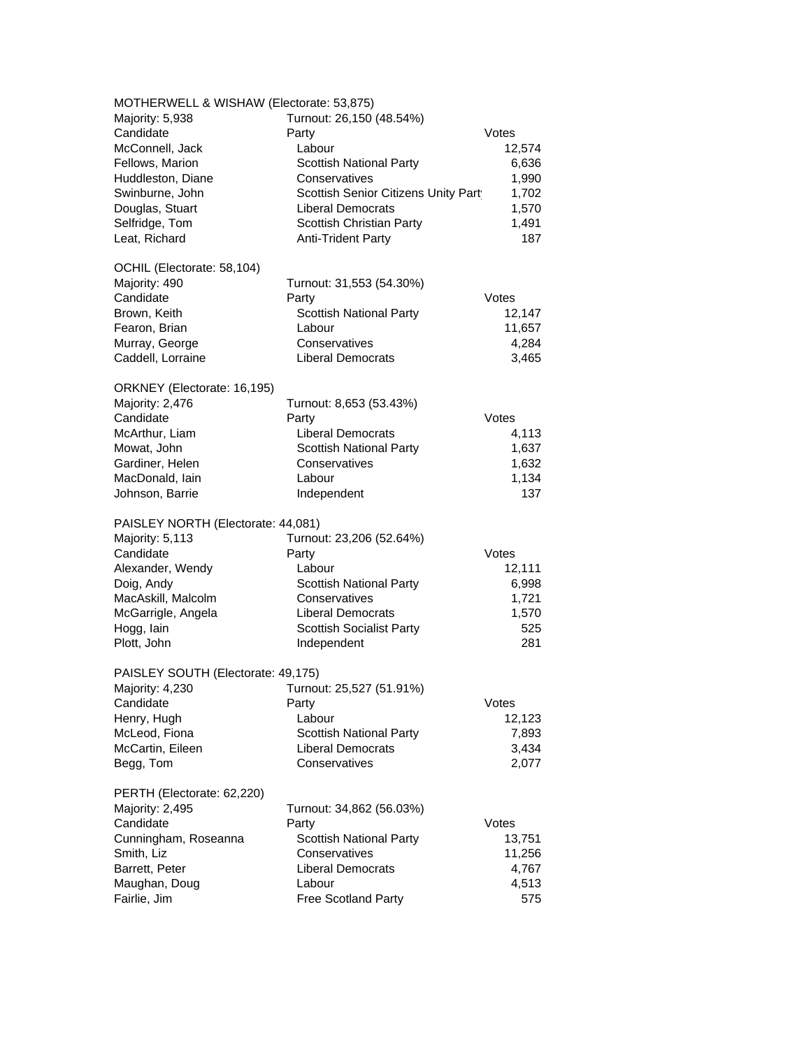MOTHERWELL & WISHAW (Electorate: 53,875)

Majority: 5,938 | Turnout: 26,150 (48.54%)

| Candidate | Party | Votes |
|---|---|---|
| McConnell, Jack | Labour | 12,574 |
| Fellows, Marion | Scottish National Party | 6,636 |
| Huddleston, Diane | Conservatives | 1,990 |
| Swinburne, John | Scottish Senior Citizens Unity Part | 1,702 |
| Douglas, Stuart | Liberal Democrats | 1,570 |
| Selfridge, Tom | Scottish Christian Party | 1,491 |
| Leat, Richard | Anti-Trident Party | 187 |

OCHIL (Electorate: 58,104)

Majority: 490 | Turnout: 31,553 (54.30%)

| Candidate | Party | Votes |
|---|---|---|
| Brown, Keith | Scottish National Party | 12,147 |
| Fearon, Brian | Labour | 11,657 |
| Murray, George | Conservatives | 4,284 |
| Caddell, Lorraine | Liberal Democrats | 3,465 |

ORKNEY (Electorate: 16,195)

Majority: 2,476 | Turnout: 8,653 (53.43%)

| Candidate | Party | Votes |
|---|---|---|
| McArthur, Liam | Liberal Democrats | 4,113 |
| Mowat, John | Scottish National Party | 1,637 |
| Gardiner, Helen | Conservatives | 1,632 |
| MacDonald, Iain | Labour | 1,134 |
| Johnson, Barrie | Independent | 137 |

PAISLEY NORTH (Electorate: 44,081)

Majority: 5,113 | Turnout: 23,206 (52.64%)

| Candidate | Party | Votes |
|---|---|---|
| Alexander, Wendy | Labour | 12,111 |
| Doig, Andy | Scottish National Party | 6,998 |
| MacAskill, Malcolm | Conservatives | 1,721 |
| McGarrigle, Angela | Liberal Democrats | 1,570 |
| Hogg, Iain | Scottish Socialist Party | 525 |
| Plott, John | Independent | 281 |

PAISLEY SOUTH (Electorate: 49,175)

Majority: 4,230 | Turnout: 25,527 (51.91%)

| Candidate | Party | Votes |
|---|---|---|
| Henry, Hugh | Labour | 12,123 |
| McLeod, Fiona | Scottish National Party | 7,893 |
| McCartin, Eileen | Liberal Democrats | 3,434 |
| Begg, Tom | Conservatives | 2,077 |

PERTH (Electorate: 62,220)

Majority: 2,495 | Turnout: 34,862 (56.03%)

| Candidate | Party | Votes |
|---|---|---|
| Cunningham, Roseanna | Scottish National Party | 13,751 |
| Smith, Liz | Conservatives | 11,256 |
| Barrett, Peter | Liberal Democrats | 4,767 |
| Maughan, Doug | Labour | 4,513 |
| Fairlie, Jim | Free Scotland Party | 575 |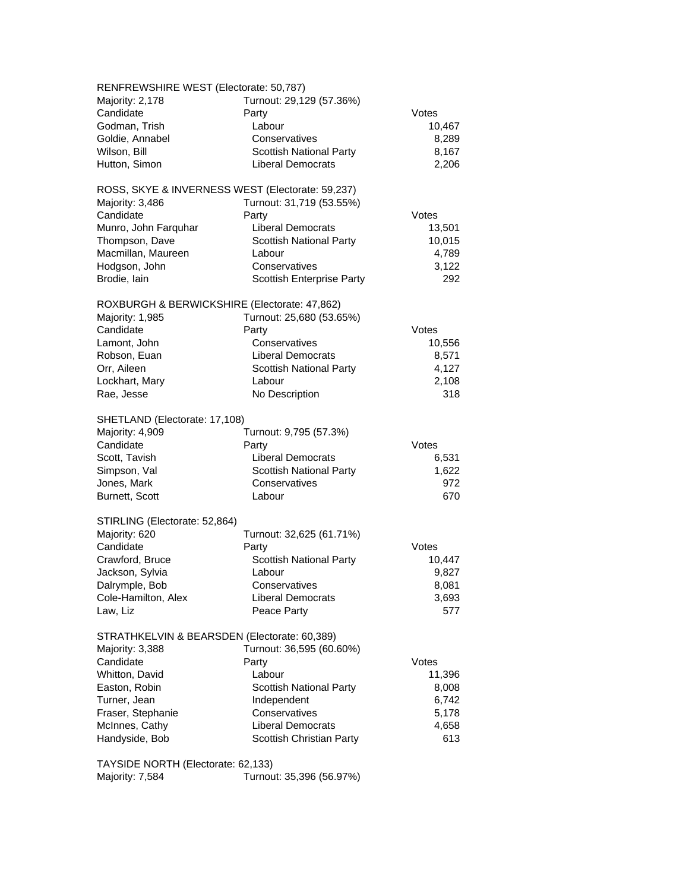RENFREWSHIRE WEST (Electorate: 50,787)
Majority: 2,178 Turnout: 29,129 (57.36%)

| Candidate | Party | Votes |
|---|---|---|
| Godman, Trish | Labour | 10,467 |
| Goldie, Annabel | Conservatives | 8,289 |
| Wilson, Bill | Scottish National Party | 8,167 |
| Hutton, Simon | Liberal Democrats | 2,206 |

ROSS, SKYE & INVERNESS WEST (Electorate: 59,237)
Majority: 3,486 Turnout: 31,719 (53.55%)

| Candidate | Party | Votes |
|---|---|---|
| Munro, John Farquhar | Liberal Democrats | 13,501 |
| Thompson, Dave | Scottish National Party | 10,015 |
| Macmillan, Maureen | Labour | 4,789 |
| Hodgson, John | Conservatives | 3,122 |
| Brodie, Iain | Scottish Enterprise Party | 292 |

ROXBURGH & BERWICKSHIRE (Electorate: 47,862)
Majority: 1,985 Turnout: 25,680 (53.65%)

| Candidate | Party | Votes |
|---|---|---|
| Lamont, John | Conservatives | 10,556 |
| Robson, Euan | Liberal Democrats | 8,571 |
| Orr, Aileen | Scottish National Party | 4,127 |
| Lockhart, Mary | Labour | 2,108 |
| Rae, Jesse | No Description | 318 |

SHETLAND (Electorate: 17,108)
Majority: 4,909 Turnout: 9,795 (57.3%)

| Candidate | Party | Votes |
|---|---|---|
| Scott, Tavish | Liberal Democrats | 6,531 |
| Simpson, Val | Scottish National Party | 1,622 |
| Jones, Mark | Conservatives | 972 |
| Burnett, Scott | Labour | 670 |

STIRLING (Electorate: 52,864)
Majority: 620 Turnout: 32,625 (61.71%)

| Candidate | Party | Votes |
|---|---|---|
| Crawford, Bruce | Scottish National Party | 10,447 |
| Jackson, Sylvia | Labour | 9,827 |
| Dalrymple, Bob | Conservatives | 8,081 |
| Cole-Hamilton, Alex | Liberal Democrats | 3,693 |
| Law, Liz | Peace Party | 577 |

STRATHKELVIN & BEARSDEN (Electorate: 60,389)
Majority: 3,388 Turnout: 36,595 (60.60%)

| Candidate | Party | Votes |
|---|---|---|
| Whitton, David | Labour | 11,396 |
| Easton, Robin | Scottish National Party | 8,008 |
| Turner, Jean | Independent | 6,742 |
| Fraser, Stephanie | Conservatives | 5,178 |
| McInnes, Cathy | Liberal Democrats | 4,658 |
| Handyside, Bob | Scottish Christian Party | 613 |

TAYSIDE NORTH (Electorate: 62,133)
Majority: 7,584 Turnout: 35,396 (56.97%)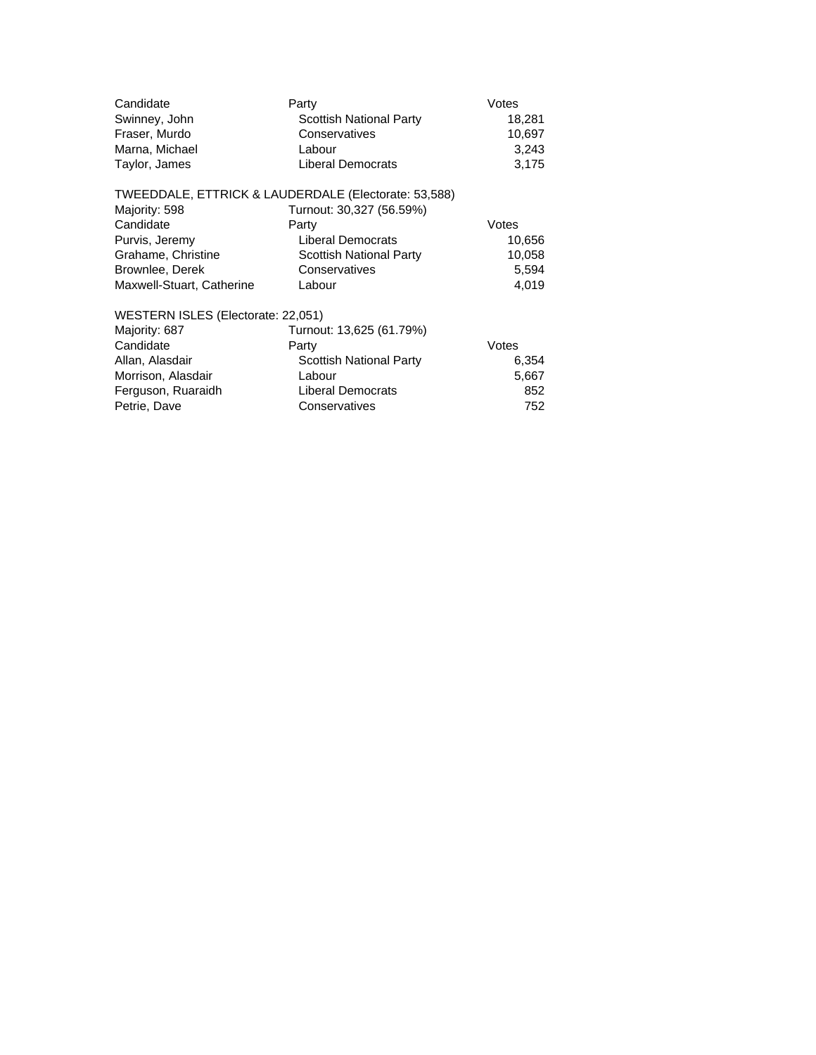| Candidate | Party | Votes |
| --- | --- | --- |
| Swinney, John | Scottish National Party | 18,281 |
| Fraser, Murdo | Conservatives | 10,697 |
| Marna, Michael | Labour | 3,243 |
| Taylor, James | Liberal Democrats | 3,175 |

TWEEDDALE, ETTRICK & LAUDERDALE (Electorate: 53,588)

Majority: 598 Turnout: 30,327 (56.59%)

| Candidate | Party | Votes |
| --- | --- | --- |
| Purvis, Jeremy | Liberal Democrats | 10,656 |
| Grahame, Christine | Scottish National Party | 10,058 |
| Brownlee, Derek | Conservatives | 5,594 |
| Maxwell-Stuart, Catherine | Labour | 4,019 |

WESTERN ISLES (Electorate: 22,051)

Majority: 687 Turnout: 13,625 (61.79%)

| Candidate | Party | Votes |
| --- | --- | --- |
| Allan, Alasdair | Scottish National Party | 6,354 |
| Morrison, Alasdair | Labour | 5,667 |
| Ferguson, Ruaraidh | Liberal Democrats | 852 |
| Petrie, Dave | Conservatives | 752 |